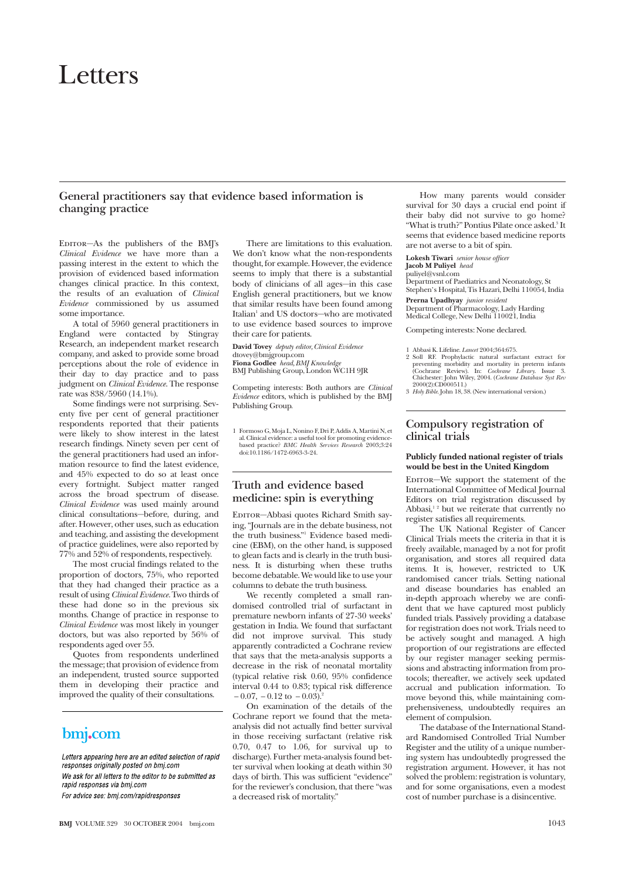# Letters

## General practitioners say that evidence based information is changing practice

EDITOR—As the publishers of the BMJ's *Clinical Evidence* we have more than a passing interest in the extent to which the provision of evidenced based information changes clinical practice. In this context, the results of an evaluation of *Clinical Evidence* commissioned by us assumed some importance.

A total of 5960 general practitioners in England were contacted by Stingray Research, an independent market research company, and asked to provide some broad perceptions about the role of evidence in their day to day practice and to pass judgment on *Clinical Evidence*. The response rate was 838/5960 (14.1%).

Some findings were not surprising. Seventy five per cent of general practitioner respondents reported that their patients were likely to show interest in the latest research findings. Ninety seven per cent of the general practitioners had used an information resource to find the latest evidence, and 45% expected to do so at least once every fortnight. Subject matter ranged across the broad spectrum of disease. *Clinical Evidence* was used mainly around clinical consultations—before, during, and after. However, other uses, such as education and teaching, and assisting the development of practice guidelines, were also reported by 77% and 52% of respondents, respectively.

The most crucial findings related to the proportion of doctors, 75%, who reported that they had changed their practice as a result of using *Clinical Evidence*. Two thirds of these had done so in the previous six months. Change of practice in response to *Clinical Evidence* was most likely in younger doctors, but was also reported by 56% of respondents aged over 55.

Quotes from respondents underlined the message; that provision of evidence from an independent, trusted source supported them in developing their practice and improved the quality of their consultations.

There are limitations to this evaluation. We don't know what the non-respondents thought, for example. However, the evidence seems to imply that there is a substantial body of clinicians of all ages—in this case English general practitioners, but we know that similar results have been found among Italian[1] and US doctors—who are motivated to use evidence based sources to improve their care for patients.

**David Tovey** *deputy editor, Clinical Evidence*
dtovey@bmjgroup.com
**Fiona Godlee** *head, BMJ Knowledge*
BMJ Publishing Group, London WC1H 9JR

Competing interests: Both authors are *Clinical Evidence* editors, which is published by the BMJ Publishing Group.

1 Formoso G, Moja L, Nonino F, Dri P, Addis A, Martini N, et al. Clinical evidence: a useful tool for promoting evidence-based practice? *BMC Health Services Research* 2003;3:24 doi:10.1186/1472-6963-3-24.

**bmj.com**

*Letters appearing here are an edited selection of rapid responses originally posted on bmj.com*

*We ask for all letters to the editor to be submitted as rapid responses via bmj.com*

*For advice see: bmj.com/rapidresponses*

## Truth and evidence based medicine: spin is everything

EDITOR—Abbasi quotes Richard Smith saying, "Journals are in the debate business, not the truth business."[1] Evidence based medicine (EBM), on the other hand, is supposed to glean facts and is clearly in the truth business. It is disturbing when these truths become debatable. We would like to use your columns to debate the truth business.

We recently completed a small randomised controlled trial of surfactant in premature newborn infants of 27-30 weeks' gestation in India. We found that surfactant did not improve survival. This study apparently contradicted a Cochrane review that says that the meta-analysis supports a decrease in the risk of neonatal mortality (typical relative risk 0.60, 95% confidence interval 0.44 to 0.83; typical risk difference −0.07, −0.12 to −0.03).[2]

On examination of the details of the Cochrane report we found that the meta-analysis did not actually find better survival in those receiving surfactant (relative risk 0.70, 0.47 to 1.06, for survival up to discharge). Further meta-analysis found better survival when looking at death within 30 days of birth. This was sufficient "evidence" for the reviewer's conclusion, that there "was a decreased risk of mortality."

How many parents would consider survival for 30 days a crucial end point if their baby did not survive to go home? "What is truth?" Pontius Pilate once asked.[3] It seems that evidence based medicine reports are not averse to a bit of spin.

**Lokesh Tiwari** *senior house officer*
**Jacob M Puliyel** *head*
puliyel@vsnl.com
Department of Paediatrics and Neonatology, St Stephen's Hospital, Tis Hazari, Delhi 110054, India
**Prerna Upadhyay** *junior resident*
Department of Pharmacology, Lady Harding Medical College, New Delhi 110021, India

Competing interests: None declared.

1 Abbasi K. Lifeline. *Lancet* 2004;364:675.
2 Soll RF. Prophylactic natural surfactant extract for preventing morbidity and mortality in preterm infants (Cochrane Review). In: *Cochrane Library*. Issue 3. Chichester: John Wiley, 2004. (*Cochrane Database Syst Rev* 2000(2):CD000511.)
3 *Holy Bible*. John 18, 38. (New international version.)

## Compulsory registration of clinical trials

### Publicly funded national register of trials would be best in the United Kingdom

EDITOR—We support the statement of the International Committee of Medical Journal Editors on trial registration discussed by Abbasi,[1 2] but we reiterate that currently no register satisfies all requirements.

The UK National Register of Cancer Clinical Trials meets the criteria in that it is freely available, managed by a not for profit organisation, and stores all required data items. It is, however, restricted to UK randomised cancer trials. Setting national and disease boundaries has enabled an in-depth approach whereby we are confident that we have captured most publicly funded trials. Passively providing a database for registration does not work. Trials need to be actively sought and managed. A high proportion of our registrations are effected by our register manager seeking permissions and abstracting information from protocols; thereafter, we actively seek updated accrual and publication information. To move beyond this, while maintaining comprehensiveness, undoubtedly requires an element of compulsion.

The database of the International Standard Randomised Controlled Trial Number Register and the utility of a unique numbering system has undoubtedly progressed the registration argument. However, it has not solved the problem: registration is voluntary, and for some organisations, even a modest cost of number purchase is a disincentive.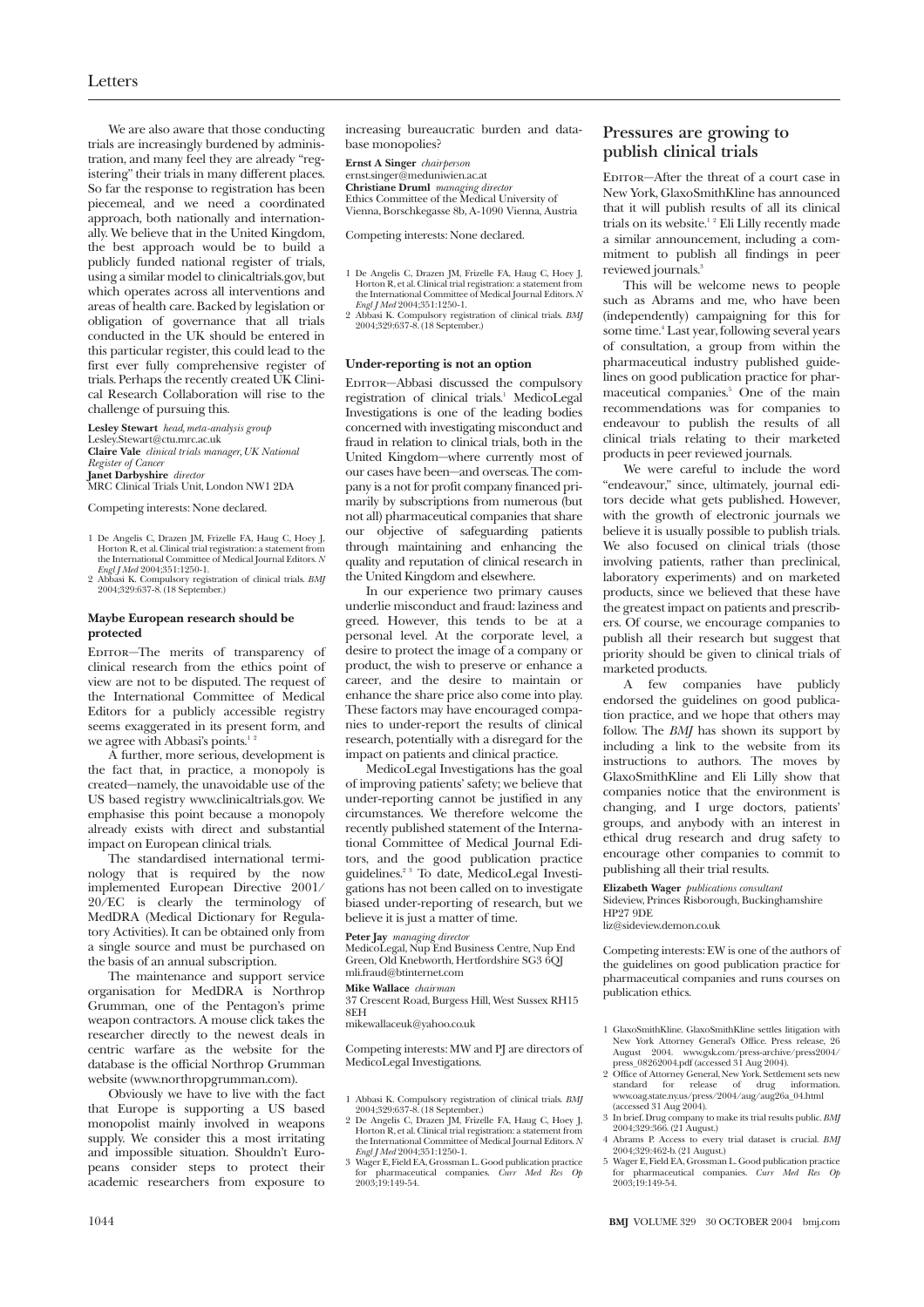We are also aware that those conducting trials are increasingly burdened by administration, and many feel they are already "registering" their trials in many different places. So far the response to registration has been piecemeal, and we need a coordinated approach, both nationally and internationally. We believe that in the United Kingdom, the best approach would be to build a publicly funded national register of trials, using a similar model to clinicaltrials.gov, but which operates across all interventions and areas of health care. Backed by legislation or obligation of governance that all trials conducted in the UK should be entered in this particular register, this could lead to the first ever fully comprehensive register of trials. Perhaps the recently created UK Clinical Research Collaboration will rise to the challenge of pursuing this.

**Lesley Stewart** *head, meta-analysis group*
Lesley.Stewart@ctu.mrc.ac.uk
**Claire Vale** *clinical trials manager, UK National Register of Cancer*
**Janet Darbyshire** *director*
MRC Clinical Trials Unit, London NW1 2DA

Competing interests: None declared.

1 De Angelis C, Drazen JM, Frizelle FA, Haug C, Hoey J, Horton R, et al. Clinical trial registration: a statement from the International Committee of Medical Journal Editors. *N Engl J Med* 2004;351:1250-1.
2 Abbasi K. Compulsory registration of clinical trials. *BMJ* 2004;329:637-8. (18 September.)

### Maybe European research should be protected

Editor—The merits of transparency of clinical research from the ethics point of view are not to be disputed. The request of the International Committee of Medical Editors for a publicly accessible registry seems exaggerated in its present form, and we agree with Abbasi's points.[1,2]

A further, more serious, development is the fact that, in practice, a monopoly is created—namely, the unavoidable use of the US based registry www.clinicaltrials.gov. We emphasise this point because a monopoly already exists with direct and substantial impact on European clinical trials.

The standardised international terminology that is required by the now implemented European Directive 2001/20/EC is clearly the terminology of MedDRA (Medical Dictionary for Regulatory Activities). It can be obtained only from a single source and must be purchased on the basis of an annual subscription.

The maintenance and support service organisation for MedDRA is Northrop Grumman, one of the Pentagon's prime weapon contractors. A mouse click takes the researcher directly to the newest deals in centric warfare as the website for the database is the official Northrop Grumman website (www.northropgrumman.com).

Obviously we have to live with the fact that Europe is supporting a US based monopolist mainly involved in weapons supply. We consider this a most irritating and impossible situation. Shouldn't Europeans consider steps to protect their academic researchers from exposure to increasing bureaucratic burden and database monopolies?

**Ernst A Singer** *chairperson*
ernst.singer@meduniwien.ac.at
**Christiane Druml** *managing director*
Ethics Committee of the Medical University of Vienna, Borschkegasse 8b, A-1090 Vienna, Austria

Competing interests: None declared.

1 De Angelis C, Drazen JM, Frizelle FA, Haug C, Hoey J, Horton R, et al. Clinical trial registration: a statement from the International Committee of Medical Journal Editors. *N Engl J Med* 2004;351:1250-1.
2 Abbasi K. Compulsory registration of clinical trials. *BMJ* 2004;329:637-8. (18 September.)

### Under-reporting is not an option

Editor—Abbasi discussed the compulsory registration of clinical trials.[1] MedicoLegal Investigations is one of the leading bodies concerned with investigating misconduct and fraud in relation to clinical trials, both in the United Kingdom—where currently most of our cases have been—and overseas. The company is a not for profit company financed primarily by subscriptions from numerous (but not all) pharmaceutical companies that share our objective of safeguarding patients through maintaining and enhancing the quality and reputation of clinical research in the United Kingdom and elsewhere.

In our experience two primary causes underlie misconduct and fraud: laziness and greed. However, this tends to be at a personal level. At the corporate level, a desire to protect the image of a company or product, the wish to preserve or enhance a career, and the desire to maintain or enhance the share price also come into play. These factors may have encouraged companies to under-report the results of clinical research, potentially with a disregard for the impact on patients and clinical practice.

MedicoLegal Investigations has the goal of improving patients' safety; we believe that under-reporting cannot be justified in any circumstances. We therefore welcome the recently published statement of the International Committee of Medical Journal Editors, and the good publication practice guidelines.[2,3] To date, MedicoLegal Investigations has not been called on to investigate biased under-reporting of research, but we believe it is just a matter of time.

**Peter Jay** *managing director*
MedicoLegal, Nup End Business Centre, Nup End Green, Old Knebworth, Hertfordshire SG3 6QJ
mli.fraud@btinternet.com
**Mike Wallace** *chairman*
37 Crescent Road, Burgess Hill, West Sussex RH15 8EH
mikewallaceuk@yahoo.co.uk

Competing interests: MW and PJ are directors of MedicoLegal Investigations.

1 Abbasi K. Compulsory registration of clinical trials. *BMJ* 2004;329:637-8. (18 September.)
2 De Angelis C, Drazen JM, Frizelle FA, Haug C, Hoey J, Horton R, et al. Clinical trial registration: a statement from the International Committee of Medical Journal Editors. *N Engl J Med* 2004;351:1250-1.
3 Wager E, Field EA, Grossman L. Good publication practice for pharmaceutical companies. *Curr Med Res Op* 2003;19:149-54.

## Pressures are growing to publish clinical trials

Editor—After the threat of a court case in New York, GlaxoSmithKline has announced that it will publish results of all its clinical trials on its website.[1,2] Eli Lilly recently made a similar announcement, including a commitment to publish all findings in peer reviewed journals.[3]

This will be welcome news to people such as Abrams and me, who have been (independently) campaigning for this for some time.[4] Last year, following several years of consultation, a group from within the pharmaceutical industry published guidelines on good publication practice for pharmaceutical companies.[5] One of the main recommendations was for companies to endeavour to publish the results of all clinical trials relating to their marketed products in peer reviewed journals.

We were careful to include the word "endeavour," since, ultimately, journal editors decide what gets published. However, with the growth of electronic journals we believe it is usually possible to publish trials. We also focused on clinical trials (those involving patients, rather than preclinical, laboratory experiments) and on marketed products, since we believed that these have the greatest impact on patients and prescribers. Of course, we encourage companies to publish all their research but suggest that priority should be given to clinical trials of marketed products.

A few companies have publicly endorsed the guidelines on good publication practice, and we hope that others may follow. The *BMJ* has shown its support by including a link to the website from its instructions to authors. The moves by GlaxoSmithKline and Eli Lilly show that companies notice that the environment is changing, and I urge doctors, patients' groups, and anybody with an interest in ethical drug research and drug safety to encourage other companies to commit to publishing all their trial results.

**Elizabeth Wager** *publications consultant*
Sideview, Princes Risborough, Buckinghamshire HP27 9DE
liz@sideview.demon.co.uk

Competing interests: EW is one of the authors of the guidelines on good publication practice for pharmaceutical companies and runs courses on publication ethics.

1 GlaxoSmithKline. GlaxoSmithKline settles litigation with New York Attorney General's Office. Press release, 26 August 2004. www.gsk.com/press-archive/press2004/press_08262004.pdf (accessed 31 Aug 2004).
2 Office of Attorney General, New York. Settlement sets new standard for release of drug information. www.oag.state.ny.us/press/2004/aug/aug26a_04.html (accessed 31 Aug 2004).
3 In brief. Drug company to make its trial results public. *BMJ* 2004;329:366. (21 August.)
4 Abrams P. Access to every trial dataset is crucial. *BMJ* 2004;329:462-b. (21 August.)
5 Wager E, Field EA, Grossman L. Good publication practice for pharmaceutical companies. *Curr Med Res Op* 2003;19:149-54.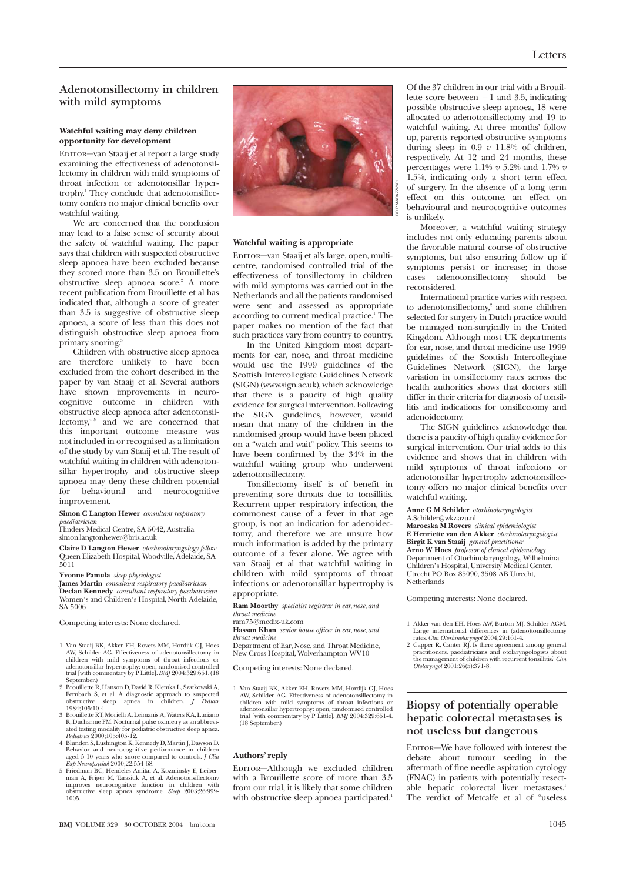## Adenotonsillectomy in children with mild symptoms

### Watchful waiting may deny children opportunity for development

EDITOR—van Staaij et al report a large study examining the effectiveness of adenotonsillectomy in children with mild symptoms of throat infection or adenotonsillar hypertrophy.[1] They conclude that adenotonsillectomy confers no major clinical benefits over watchful waiting.

We are concerned that the conclusion may lead to a false sense of security about the safety of watchful waiting. The paper says that children with suspected obstructive sleep apnoea have been excluded because they scored more than 3.5 on Brouillette's obstructive sleep apnoea score.[2] A more recent publication from Brouillette et al has indicated that, although a score of greater than 3.5 is suggestive of obstructive sleep apnoea, a score of less than this does not distinguish obstructive sleep apnoea from primary snoring.[3]

Children with obstructive sleep apnoea are therefore unlikely to have been excluded from the cohort described in the paper by van Staaij et al. Several authors have shown improvements in neurocognitive outcome in children with obstructive sleep apnoea after adenotonsillectomy,[4 5] and we are concerned that this important outcome measure was not included in or recognised as a limitation of the study by van Staaij et al. The result of watchful waiting in children with adenotonsillar hypertrophy and obstructive sleep apnoea may deny these children potential for behavioural and neurocognitive improvement.

**Simon C Langton Hewer** *consultant respiratory paediatrician*
Flinders Medical Centre, SA 5042, Australia
simon.langtonhewer@bris.ac.uk

**Claire D Langton Hewer** *otorhinolaryngology fellow*
Queen Elizabeth Hospital, Woodville, Adelaide, SA 5011

**Yvonne Pamula** *sleep physiologist*
**James Martin** *consultant respiratory paediatrician*
**Declan Kennedy** *consultant respiratory paediatrician*
Women's and Children's Hospital, North Adelaide, SA 5006

Competing interests: None declared.

1. Van Staaij BK, Akker EH, Rovers MM, Hordijk GJ, Hoes AW, Schilder AG. Effectiveness of adenotonsillectomy in children with mild symptoms of throat infections or adenotonsillar hypertrophy: open, randomised controlled trial [with commentary by P Little]. *BMJ* 2004;329:651. (18 September.)
2. Brouillette R, Hanson D, David R, Klemka L, Szatkowski A, Fernbach S, et al. A diagnostic approach to suspected obstructive sleep apnea in children. *J Pediatr* 1984;105:10-4.
3. Brouillette RT, Morielli A, Leimanis A, Waters KA, Luciano R, Ducharme FM. Nocturnal pulse oximetry as an abbreviated testing modality for pediatric obstructive sleep apnea. *Pediatrics* 2000;105:405-12.
4. Blunden S, Lushington K, Kennedy D, Martin J, Dawson D. Behavior and neurocognitive performance in children aged 5-10 years who snore compared to controls. *J Clin Exp Neuropsychol* 2000;22:554-68.
5. Friedman BC, Hendeles-Amitai A, Kozminsky E, Leiberman A, Friger M, Tarasiuk A, et al. Adenotonsillectomy improves neurocognitive function in children with obstructive sleep apnea syndrome. *Sleep* 2003;26:999-1005.

### Watchful waiting is appropriate

EDITOR—van Staaij et al's large, open, multicentre, randomised controlled trial of the effectiveness of tonsillectomy in children with mild symptoms was carried out in the Netherlands and all the patients randomised were sent and assessed as appropriate according to current medical practice.[1] The paper makes no mention of the fact that such practices vary from country to country.

In the United Kingdom most departments for ear, nose, and throat medicine would use the 1999 guidelines of the Scottish Intercollegiate Guidelines Network (SIGN) (www.sign.ac.uk), which acknowledge that there is a paucity of high quality evidence for surgical intervention. Following the SIGN guidelines, however, would mean that many of the children in the randomised group would have been placed on a "watch and wait" policy. This seems to have been confirmed by the 34% in the watchful waiting group who underwent adenotonsillectomy.

Tonsillectomy itself is of benefit in preventing sore throats due to tonsillitis. Recurrent upper respiratory infection, the commonest cause of a fever in that age group, is not an indication for adenoidectomy, and therefore we are unsure how much information is added by the primary outcome of a fever alone. We agree with van Staaij et al that watchful waiting in children with mild symptoms of throat infections or adenotonsillar hypertrophy is appropriate.

**Ram Moorthy** *specialist registrar in ear, nose, and throat medicine*
ram75@medix-uk.com

**Hassan Khan** *senior house officer in ear, nose, and throat medicine*
Department of Ear, Nose, and Throat Medicine, New Cross Hospital, Wolverhampton WV10

Competing interests: None declared.

1. Van Staaij BK, Akker EH, Rovers MM, Hordijk GJ, Hoes AW, Schilder AG. Effectiveness of adenotonsillectomy in children with mild symptoms of throat infections or adenotonsillar hypertrophy: open, randomised controlled trial [with commentary by P Little]. *BMJ* 2004;329:651-4. (18 September.)

### Authors' reply

EDITOR—Although we excluded children with a Brouillette score of more than 3.5 from our trial, it is likely that some children with obstructive sleep apnoea participated.[1] Of the 37 children in our trial with a Brouillette score between −1 and 3.5, indicating possible obstructive sleep apnoea, 18 were allocated to adenotonsillectomy and 19 to watchful waiting. At three months' follow up, parents reported obstructive symptoms during sleep in 0.9 *v* 11.8% of children, respectively. At 12 and 24 months, these percentages were 1.1% *v* 5.2% and 1.7% *v* 1.5%, indicating only a short term effect of surgery. In the absence of a long term effect on this outcome, an effect on behavioural and neurocognitive outcomes is unlikely.

Moreover, a watchful waiting strategy includes not only educating parents about the favorable natural course of obstructive symptoms, but also ensuring follow up if symptoms persist or increase; in those cases adenotonsillectomy should be reconsidered.

International practice varies with respect to adenotonsillectomy,[2] and some children selected for surgery in Dutch practice would be managed non-surgically in the United Kingdom. Although most UK departments for ear, nose, and throat medicine use 1999 guidelines of the Scottish Intercollegiate Guidelines Network (SIGN), the large variation in tonsillectomy rates across the health authorities shows that doctors still differ in their criteria for diagnosis of tonsillitis and indications for tonsillectomy and adenoidectomy.

The SIGN guidelines acknowledge that there is a paucity of high quality evidence for surgical intervention. Our trial adds to this evidence and shows that in children with mild symptoms of throat infections or adenotonsillar hypertrophy adenotonsillectomy offers no major clinical benefits over watchful waiting.

**Anne G M Schilder** *otorhinolaryngologist*
A.Schilder@wkz.azu.nl
**Maroeska M Rovers** *clinical epidemiologist*
**E Henriette van den Akker** *otorhinolaryngologist*
**Birgit K van Staaij** *general practitioner*
**Arno W Hoes** *professor of clinical epidemiology*
Department of Otorhinolaryngology, Wilhelmina Children's Hospital, University Medical Center, Utrecht PO Box 85090, 3508 AB Utrecht, Netherlands

Competing interests: None declared.

1. Akker van den EH, Hoes AW, Burton MJ, Schilder AGM. Large international differences in (adeno)tonsillectomy rates. *Clin Otorhinolaryngol* 2004;29:161-4.
2. Capper R, Canter RJ. Is there agreement among general practitioners, paediatricians and otolaryngologists about the management of children with recurrent tonsillitis? *Clin Otolaryngol* 2001;26(5):371-8.

## Biopsy of potentially operable hepatic colorectal metastases is not useless but dangerous

EDITOR—We have followed with interest the debate about tumour seeding in the aftermath of fine needle aspiration cytology (FNAC) in patients with potentially resectable hepatic colorectal liver metastases.[1] The verdict of Metcalfe et al of "useless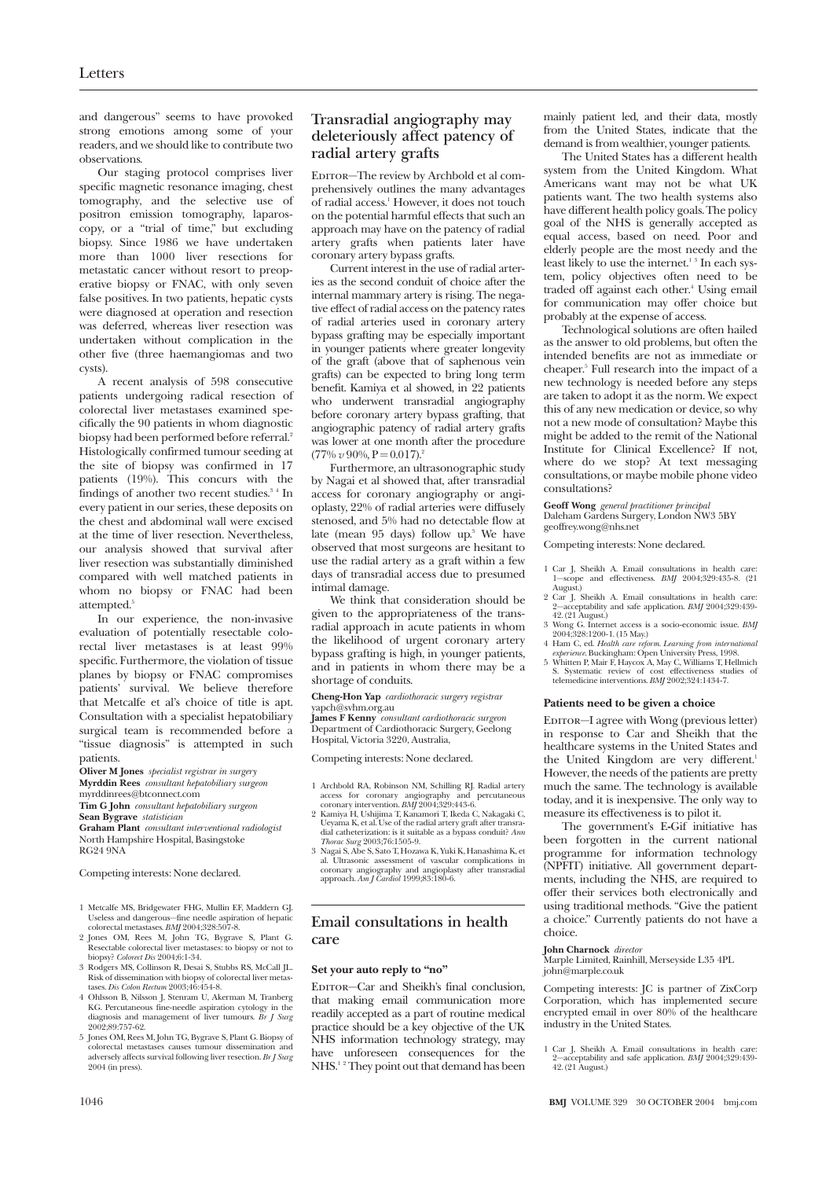and dangerous" seems to have provoked strong emotions among some of your readers, and we should like to contribute two observations.

Our staging protocol comprises liver specific magnetic resonance imaging, chest tomography, and the selective use of positron emission tomography, laparoscopy, or a "trial of time," but excluding biopsy. Since 1986 we have undertaken more than 1000 liver resections for metastatic cancer without resort to preoperative biopsy or FNAC, with only seven false positives. In two patients, hepatic cysts were diagnosed at operation and resection was deferred, whereas liver resection was undertaken without complication in the other five (three haemangiomas and two cysts).

A recent analysis of 598 consecutive patients undergoing radical resection of colorectal liver metastases examined specifically the 90 patients in whom diagnostic biopsy had been performed before referral.[2] Histologically confirmed tumour seeding at the site of biopsy was confirmed in 17 patients (19%). This concurs with the findings of another two recent studies.[3 4] In every patient in our series, these deposits on the chest and abdominal wall were excised at the time of liver resection. Nevertheless, our analysis showed that survival after liver resection was substantially diminished compared with well matched patients in whom no biopsy or FNAC had been attempted.[5]

In our experience, the non-invasive evaluation of potentially resectable colorectal liver metastases is at least 99% specific. Furthermore, the violation of tissue planes by biopsy or FNAC compromises patients' survival. We believe therefore that Metcalfe et al's choice of title is apt. Consultation with a specialist hepatobiliary surgical team is recommended before a "tissue diagnosis" is attempted in such patients.

**Oliver M Jones** *specialist registrar in surgery*
**Myrddin Rees** *consultant hepatobiliary surgeon*
myrddinrees@btconnect.com
**Tim G John** *consultant hepatobiliary surgeon*
**Sean Bygrave** *statistician*
**Graham Plant** *consultant interventional radiologist*
North Hampshire Hospital, Basingstoke RG24 9NA

Competing interests: None declared.

1 Metcalfe MS, Bridgewater FHG, Mullin EF, Maddern GJ. Useless and dangerous—fine needle aspiration of hepatic colorectal metastases. *BMJ* 2004;328:507-8.
2 Jones OM, Rees M, John TG, Bygrave S, Plant G. Resectable colorectal liver metastases: to biopsy or not to biopsy? *Colorect Dis* 2004;6:1-34.
3 Rodgers MS, Collinson R, Desai S, Stubbs RS, McCall JL. Risk of dissemination with biopsy of colorectal liver metastases. *Dis Colon Rectum* 2003;46:454-8.
4 Ohlsson B, Nilsson J, Stenram U, Akerman M, Tranberg KG. Percutaneous fine-needle aspiration cytology in the diagnosis and management of liver tumours. *Br J Surg* 2002;89:757-62.
5 Jones OM, Rees M, John TG, Bygrave S, Plant G. Biopsy of colorectal metastases causes tumour dissemination and adversely affects survival following liver resection. *Br J Surg* 2004 (in press).

## Transradial angiography may deleteriously affect patency of radial artery grafts

Editor—The review by Archbold et al comprehensively outlines the many advantages of radial access.[1] However, it does not touch on the potential harmful effects that such an approach may have on the patency of radial artery grafts when patients later have coronary artery bypass grafts.

Current interest in the use of radial arteries as the second conduit of choice after the internal mammary artery is rising. The negative effect of radial access on the patency rates of radial arteries used in coronary artery bypass grafting may be especially important in younger patients where greater longevity of the graft (above that of saphenous vein grafts) can be expected to bring long term benefit. Kamiya et al showed, in 22 patients who underwent transradial angiography before coronary artery bypass grafting, that angiographic patency of radial artery grafts was lower at one month after the procedure (77% *v* 90%, P = 0.017).[2]

Furthermore, an ultrasonographic study by Nagai et al showed that, after transradial access for coronary angiography or angioplasty, 22% of radial arteries were diffusely stenosed, and 5% had no detectable flow at late (mean 95 days) follow up.[3] We have observed that most surgeons are hesitant to use the radial artery as a graft within a few days of transradial access due to presumed intimal damage.

We think that consideration should be given to the appropriateness of the transradial approach in acute patients in whom the likelihood of urgent coronary artery bypass grafting is high, in younger patients, and in patients in whom there may be a shortage of conduits.

**Cheng-Hon Yap** *cardiothoracic surgery registrar*
yapch@svhm.org.au
**James F Kenny** *consultant cardiothoracic surgeon*
Department of Cardiothoracic Surgery, Geelong Hospital, Victoria 3220, Australia,

Competing interests: None declared.

1 Archbold RA, Robinson NM, Schilling RJ. Radial artery access for coronary angiography and percutaneous coronary intervention. *BMJ* 2004;329:443-6.
2 Kamiya H, Ushijima T, Kanamori T, Ikeda C, Nakagaki C, Ueyama K, et al. Use of the radial artery graft after transradial catheterization: is it suitable as a bypass conduit? *Ann Thorac Surg* 2003;76:1505-9.
3 Nagai S, Abe S, Sato T, Hozawa K, Yuki K, Hanashima K, et al. Ultrasonic assessment of vascular complications in coronary angiography and angioplasty after transradial approach. *Am J Cardiol* 1999;83:180-6.

## Email consultations in health care

### Set your auto reply to "no"

Editor—Car and Sheikh's final conclusion, that making email communication more readily accepted as a part of routine medical practice should be a key objective of the UK NHS information technology strategy, may have unforeseen consequences for the NHS.[1 2] They point out that demand has been mainly patient led, and their data, mostly from the United States, indicate that the demand is from wealthier, younger patients.

The United States has a different health system from the United Kingdom. What Americans want may not be what UK patients want. The two health systems also have different health policy goals. The policy goal of the NHS is generally accepted as equal access, based on need. Poor and elderly people are the most needy and the least likely to use the internet.[1 3] In each system, policy objectives often need to be traded off against each other.[4] Using email for communication may offer choice but probably at the expense of access.

Technological solutions are often hailed as the answer to old problems, but often the intended benefits are not as immediate or cheaper.[5] Full research into the impact of a new technology is needed before any steps are taken to adopt it as the norm. We expect this of any new medication or device, so why not a new mode of consultation? Maybe this might be added to the remit of the National Institute for Clinical Excellence? If not, where do we stop? At text messaging consultations, or maybe mobile phone video consultations?

**Geoff Wong** *general practitioner principal*
Daleham Gardens Surgery, London NW3 5BY
geoffrey.wong@nhs.net

Competing interests: None declared.

1 Car J, Sheikh A. Email consultations in health care: 1—scope and effectiveness. *BMJ* 2004;329:435-8. (21 August.)
2 Car J, Sheikh A. Email consultations in health care: 2—acceptability and safe application. *BMJ* 2004;329:439-42. (21 August.)
3 Wong G. Internet access is a socio-economic issue. *BMJ* 2004;328:1200-1. (15 May.)
4 Ham C, ed. *Health care reform. Learning from international experience*. Buckingham: Open University Press, 1998.
5 Whitten P, Mair F, Haycox A, May C, Williams T, Hellmich S. Systematic review of cost effectiveness studies of telemedicine interventions. *BMJ* 2002;324:1434-7.

### Patients need to be given a choice

Editor—I agree with Wong (previous letter) in response to Car and Sheikh that the healthcare systems in the United States and the United Kingdom are very different.[1] However, the needs of the patients are pretty much the same. The technology is available today, and it is inexpensive. The only way to measure its effectiveness is to pilot it.

The government's E-Gif initiative has been forgotten in the current national programme for information technology (NPFIT) initiative. All government departments, including the NHS, are required to offer their services both electronically and using traditional methods. "Give the patient a choice." Currently patients do not have a choice.

**John Charnock** *director*
Marple Limited, Rainhill, Merseyside L35 4PL
john@marple.co.uk

Competing interests: JC is partner of ZixCorp Corporation, which has implemented secure encrypted email in over 80% of the healthcare industry in the United States.

1 Car J, Sheikh A. Email consultations in health care: 2—acceptability and safe application. *BMJ* 2004;329:439-42. (21 August.)